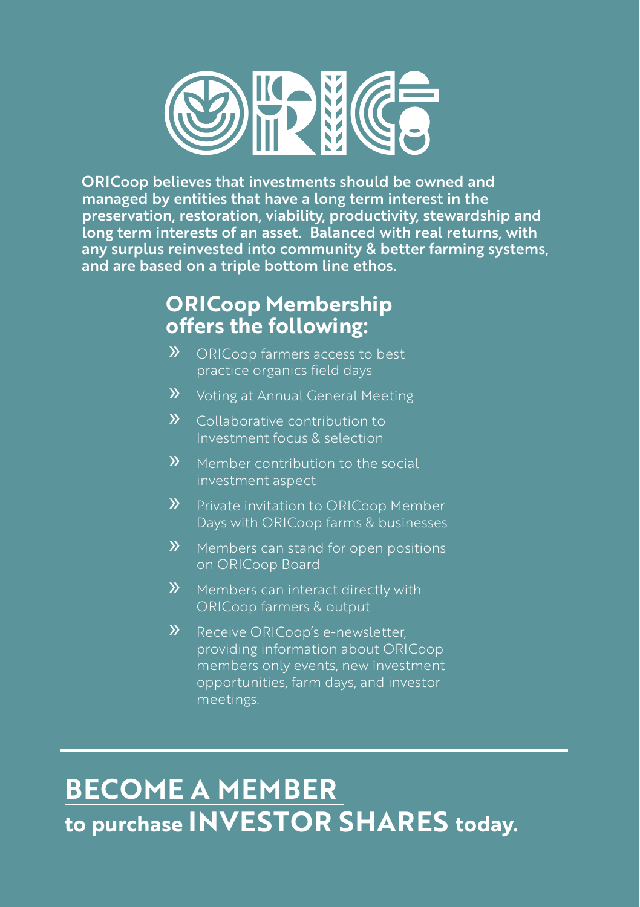ORICoop believes that investments should be owned and managed by entities that have a long term interest in the preservation, restoration, viability, productivity, stewardship and long term interests of an asset. Balanced with real returns, with any surplus reinvested into community & better farming systems, and are based on a triple bottom line ethos.

## ORICoop Membership offers the following:

- ORICoop farmers access to best practice organics field days
- Voting at Annual General Meeting
- Collaborative contribution to Investment focus & selection
- Member contribution to the social investment aspect
- Private invitation to ORICoop Member Days with ORICoop farms & businesses
- Members can stand for open positions on ORICoop Board
- Members can interact directly with ORICoop farmers & output
- Receive ORICoop's e-newsletter, providing information about ORICoop members only events, new investment opportunities, farm days, and investor meetings.

---

# BECOME A MEMBER

**to purchase INVESTOR SHARES today.**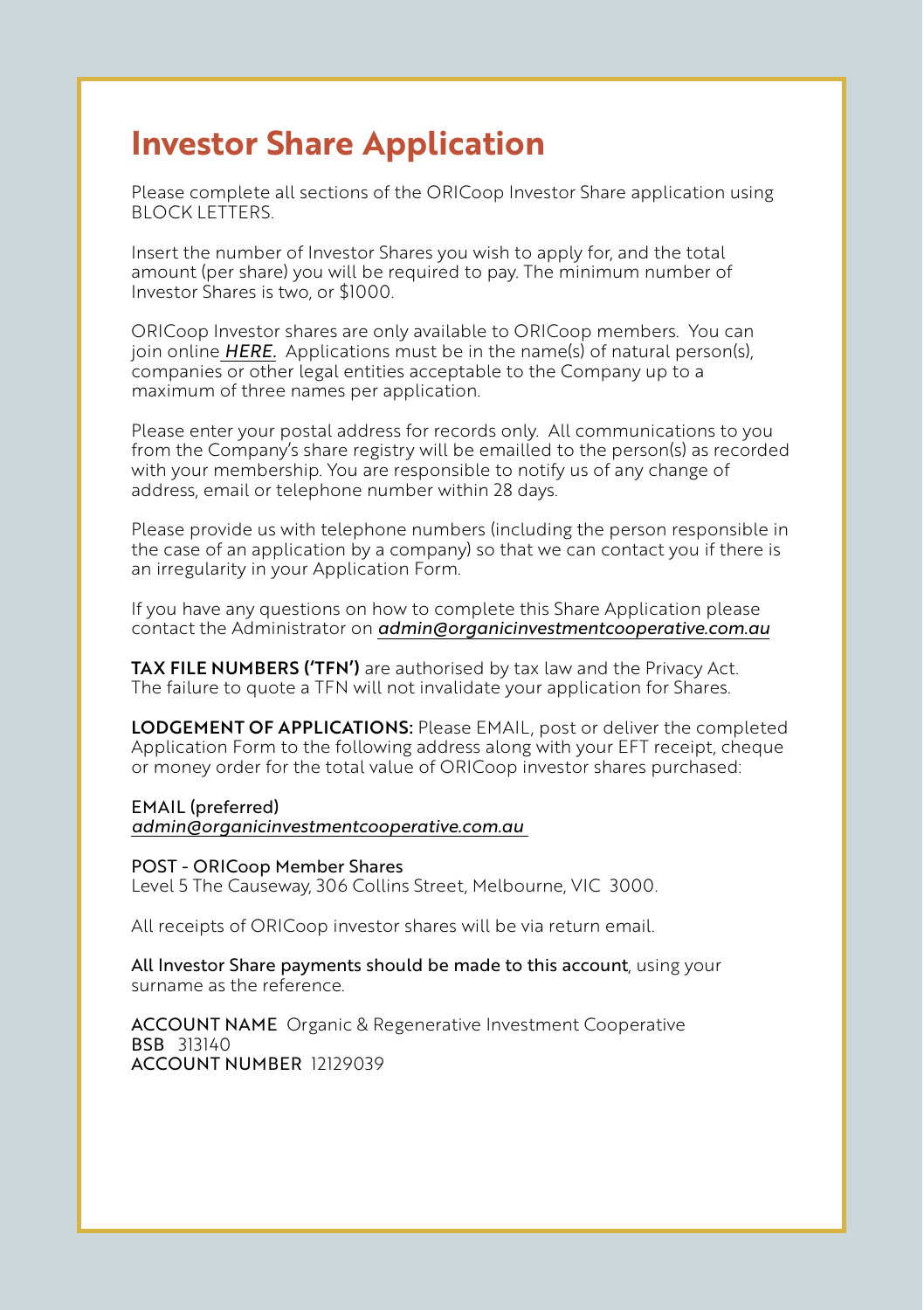# Investor Share Application

Please complete all sections of the ORICoop Investor Share application using BLOCK LETTERS.

Insert the number of Investor Shares you wish to apply for, and the total amount (per share) you will be required to pay. The minimum number of Investor Shares is two, or $1000.

ORICoop Investor shares are only available to ORICoop members. You can join online ***HERE.*** Applications must be in the name(s) of natural person(s), companies or other legal entities acceptable to the Company up to a maximum of three names per application.

Please enter your postal address for records only. All communications to you from the Company's share registry will be emailled to the person(s) as recorded with your membership. You are responsible to notify us of any change of address, email or telephone number within 28 days.

Please provide us with telephone numbers (including the person responsible in the case of an application by a company) so that we can contact you if there is an irregularity in your Application Form.

If you have any questions on how to complete this Share Application please contact the Administrator on *admin@organicinvestmentcooperative.com.au*

**TAX FILE NUMBERS ('TFN')** are authorised by tax law and the Privacy Act. The failure to quote a TFN will not invalidate your application for Shares.

**LODGEMENT OF APPLICATIONS:** Please EMAIL, post or deliver the completed Application Form to the following address along with your EFT receipt, cheque or money order for the total value of ORICoop investor shares purchased:

EMAIL (preferred)
*admin@organicinvestmentcooperative.com.au*

POST - ORICoop Member Shares
Level 5 The Causeway, 306 Collins Street, Melbourne, VIC 3000.

All receipts of ORICoop investor shares will be via return email.

All Investor Share payments should be made to this account, using your surname as the reference.

ACCOUNT NAME Organic & Regenerative Investment Cooperative
BSB 313140
ACCOUNT NUMBER 12129039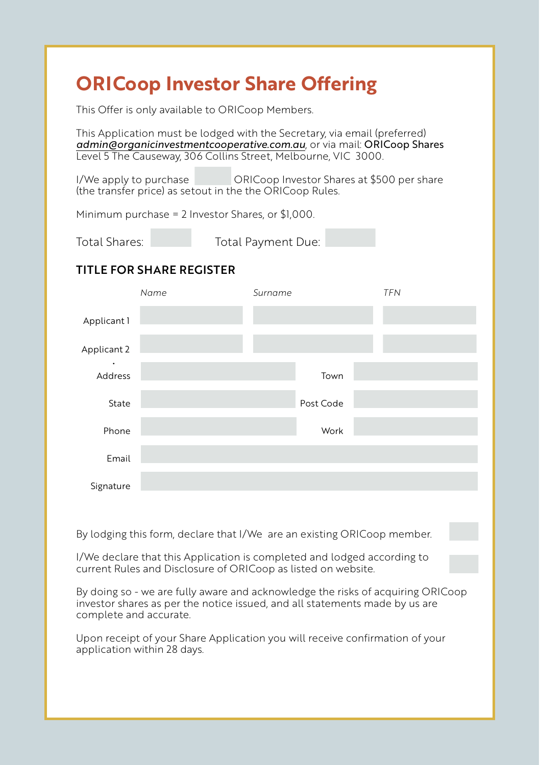# ORICoop Investor Share Offering

This Offer is only available to ORICoop Members.

This Application must be lodged with the Secretary, via email (preferred) *admin@organicinvestmentcooperative.com.au*, or via mail: ORICoop Shares Level 5 The Causeway, 306 Collins Street, Melbourne, VIC  3000.

I/We apply to purchase ______ ORICoop Investor Shares at $500 per share (the transfer price) as setout in the the ORICoop Rules.

Minimum purchase = 2 Investor Shares, or $1,000.

Total Shares: ______ Total Payment Due: ______

## TITLE FOR SHARE REGISTER

| | *Name* | *Surname* | *TFN* |
|---|---|---|---|
| Applicant 1 | | | |
| Applicant 2 | | | |

| | | | |
|---|---|---|---|
| Address | | Town | |
| State | | Post Code | |
| Phone | | Work | |
| Email | | | |
| Signature | | | |

By lodging this form, declare that I/We  are an existing ORICoop member.

I/We declare that this Application is completed and lodged according to current Rules and Disclosure of ORICoop as listed on website.

By doing so - we are fully aware and acknowledge the risks of acquiring ORICoop investor shares as per the notice issued, and all statements made by us are complete and accurate.

Upon receipt of your Share Application you will receive confirmation of your application within 28 days.